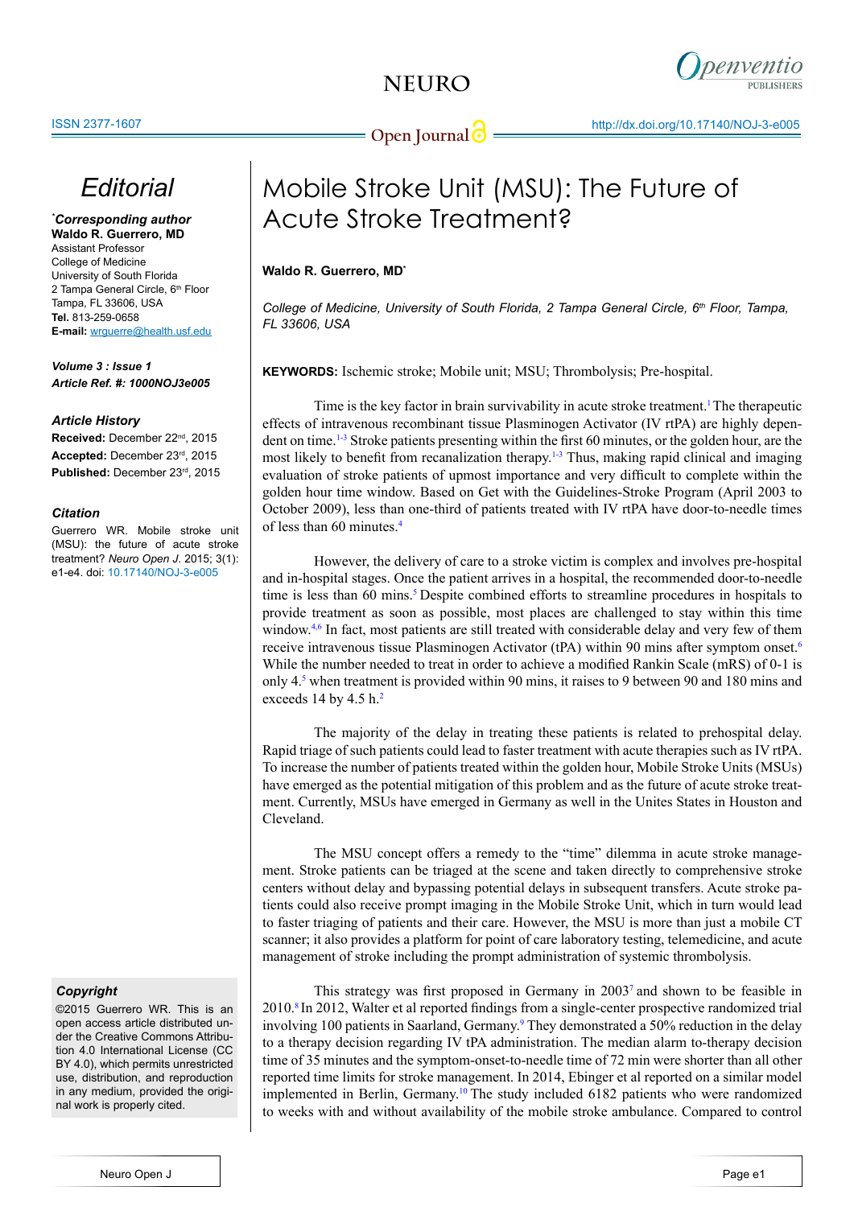# Editorial

**\*Corresponding author**
**Waldo R. Guerrero, MD**
Assistant Professor
College of Medicine
University of South Florida
2 Tampa General Circle, 6th Floor
Tampa, FL 33606, USA
**Tel.** 813-259-0658
**E-mail:** wrguerre@health.usf.edu

***Volume 3 : Issue 1***
***Article Ref. #: 1000NOJ3e005***

### Article History

**Received:** December 22nd, 2015
**Accepted:** December 23rd, 2015
**Published:** December 23rd, 2015

### Citation

Guerrero WR. Mobile stroke unit (MSU): the future of acute stroke treatment? *Neuro Open J*. 2015; 3(1): e1-e4. doi: 10.17140/NOJ-3-e005

### Copyright

©2015 Guerrero WR. This is an open access article distributed under the Creative Commons Attribution 4.0 International License (CC BY 4.0), which permits unrestricted use, distribution, and reproduction in any medium, provided the original work is properly cited.

# Mobile Stroke Unit (MSU): The Future of Acute Stroke Treatment?

**Waldo R. Guerrero, MD\***

*College of Medicine, University of South Florida, 2 Tampa General Circle, 6th Floor, Tampa, FL 33606, USA*

**KEYWORDS:** Ischemic stroke; Mobile unit; MSU; Thrombolysis; Pre-hospital.

Time is the key factor in brain survivability in acute stroke treatment.[1] The therapeutic effects of intravenous recombinant tissue Plasminogen Activator (IV rtPA) are highly dependent on time.[1-3] Stroke patients presenting within the first 60 minutes, or the golden hour, are the most likely to benefit from recanalization therapy.[1-3] Thus, making rapid clinical and imaging evaluation of stroke patients of upmost importance and very difficult to complete within the golden hour time window. Based on Get with the Guidelines-Stroke Program (April 2003 to October 2009), less than one-third of patients treated with IV rtPA have door-to-needle times of less than 60 minutes.[4]

However, the delivery of care to a stroke victim is complex and involves pre-hospital and in-hospital stages. Once the patient arrives in a hospital, the recommended door-to-needle time is less than 60 mins.[5] Despite combined efforts to streamline procedures in hospitals to provide treatment as soon as possible, most places are challenged to stay within this time window.[4,6] In fact, most patients are still treated with considerable delay and very few of them receive intravenous tissue Plasminogen Activator (tPA) within 90 mins after symptom onset.[6] While the number needed to treat in order to achieve a modified Rankin Scale (mRS) of 0-1 is only 4.[5] when treatment is provided within 90 mins, it raises to 9 between 90 and 180 mins and exceeds 14 by 4.5 h.[2]

The majority of the delay in treating these patients is related to prehospital delay. Rapid triage of such patients could lead to faster treatment with acute therapies such as IV rtPA. To increase the number of patients treated within the golden hour, Mobile Stroke Units (MSUs) have emerged as the potential mitigation of this problem and as the future of acute stroke treatment. Currently, MSUs have emerged in Germany as well in the Unites States in Houston and Cleveland.

The MSU concept offers a remedy to the "time" dilemma in acute stroke management. Stroke patients can be triaged at the scene and taken directly to comprehensive stroke centers without delay and bypassing potential delays in subsequent transfers. Acute stroke patients could also receive prompt imaging in the Mobile Stroke Unit, which in turn would lead to faster triaging of patients and their care. However, the MSU is more than just a mobile CT scanner; it also provides a platform for point of care laboratory testing, telemedicine, and acute management of stroke including the prompt administration of systemic thrombolysis.

This strategy was first proposed in Germany in 2003[7] and shown to be feasible in 2010.[8] In 2012, Walter et al reported findings from a single-center prospective randomized trial involving 100 patients in Saarland, Germany.[9] They demonstrated a 50% reduction in the delay to a therapy decision regarding IV tPA administration. The median alarm to-therapy decision time of 35 minutes and the symptom-onset-to-needle time of 72 min were shorter than all other reported time limits for stroke management. In 2014, Ebinger et al reported on a similar model implemented in Berlin, Germany.[10] The study included 6182 patients who were randomized to weeks with and without availability of the mobile stroke ambulance. Compared to control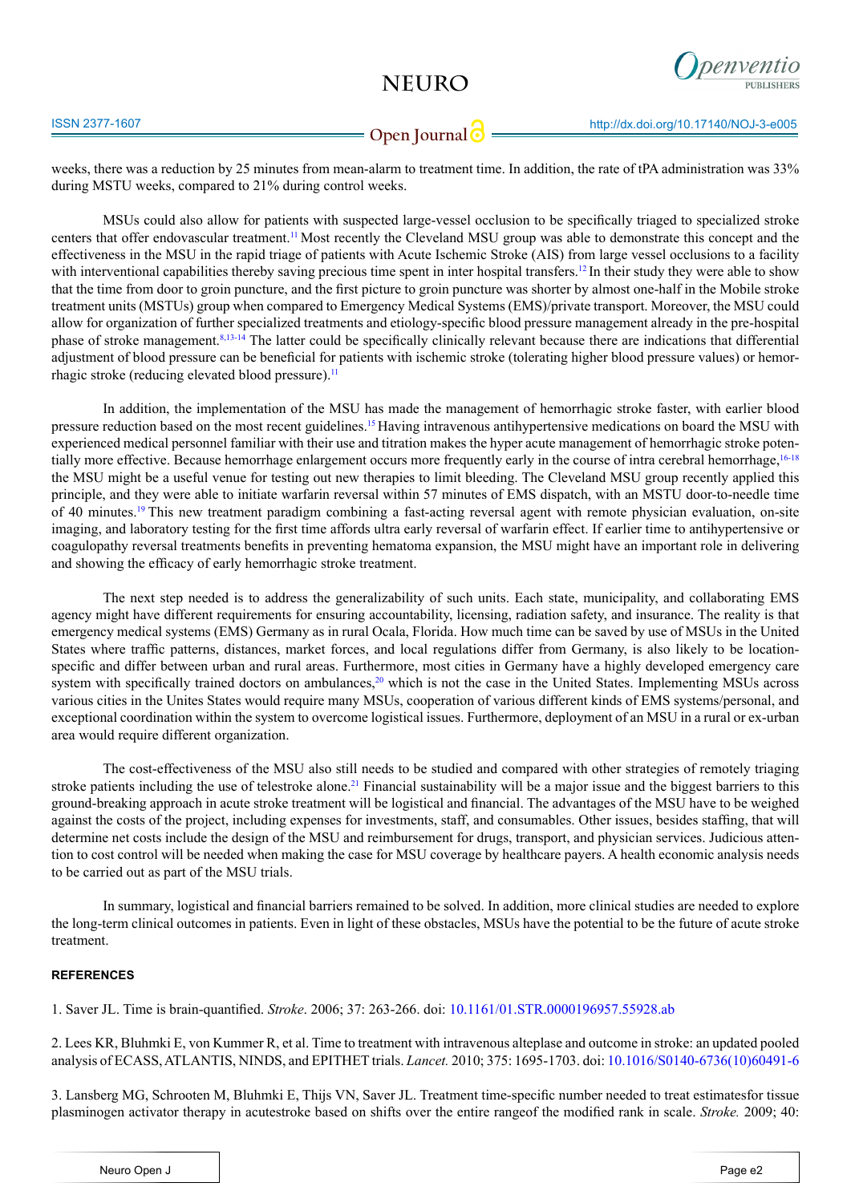weeks, there was a reduction by 25 minutes from mean-alarm to treatment time. In addition, the rate of tPA administration was 33% during MSTU weeks, compared to 21% during control weeks.

MSUs could also allow for patients with suspected large-vessel occlusion to be specifically triaged to specialized stroke centers that offer endovascular treatment.[11] Most recently the Cleveland MSU group was able to demonstrate this concept and the effectiveness in the MSU in the rapid triage of patients with Acute Ischemic Stroke (AIS) from large vessel occlusions to a facility with interventional capabilities thereby saving precious time spent in inter hospital transfers.[12] In their study they were able to show that the time from door to groin puncture, and the first picture to groin puncture was shorter by almost one-half in the Mobile stroke treatment units (MSTUs) group when compared to Emergency Medical Systems (EMS)/private transport. Moreover, the MSU could allow for organization of further specialized treatments and etiology-specific blood pressure management already in the pre-hospital phase of stroke management.[8,13-14] The latter could be specifically clinically relevant because there are indications that differential adjustment of blood pressure can be beneficial for patients with ischemic stroke (tolerating higher blood pressure values) or hemorrhagic stroke (reducing elevated blood pressure).[11]

In addition, the implementation of the MSU has made the management of hemorrhagic stroke faster, with earlier blood pressure reduction based on the most recent guidelines.[15] Having intravenous antihypertensive medications on board the MSU with experienced medical personnel familiar with their use and titration makes the hyper acute management of hemorrhagic stroke potentially more effective. Because hemorrhage enlargement occurs more frequently early in the course of intra cerebral hemorrhage,[16-18] the MSU might be a useful venue for testing out new therapies to limit bleeding. The Cleveland MSU group recently applied this principle, and they were able to initiate warfarin reversal within 57 minutes of EMS dispatch, with an MSTU door-to-needle time of 40 minutes.[19] This new treatment paradigm combining a fast-acting reversal agent with remote physician evaluation, on-site imaging, and laboratory testing for the first time affords ultra early reversal of warfarin effect. If earlier time to antihypertensive or coagulopathy reversal treatments benefits in preventing hematoma expansion, the MSU might have an important role in delivering and showing the efficacy of early hemorrhagic stroke treatment.

The next step needed is to address the generalizability of such units. Each state, municipality, and collaborating EMS agency might have different requirements for ensuring accountability, licensing, radiation safety, and insurance. The reality is that emergency medical systems (EMS) Germany as in rural Ocala, Florida. How much time can be saved by use of MSUs in the United States where traffic patterns, distances, market forces, and local regulations differ from Germany, is also likely to be location-specific and differ between urban and rural areas. Furthermore, most cities in Germany have a highly developed emergency care system with specifically trained doctors on ambulances,[20] which is not the case in the United States. Implementing MSUs across various cities in the Unites States would require many MSUs, cooperation of various different kinds of EMS systems/personal, and exceptional coordination within the system to overcome logistical issues. Furthermore, deployment of an MSU in a rural or ex-urban area would require different organization.

The cost-effectiveness of the MSU also still needs to be studied and compared with other strategies of remotely triaging stroke patients including the use of telestroke alone.[21] Financial sustainability will be a major issue and the biggest barriers to this ground-breaking approach in acute stroke treatment will be logistical and financial. The advantages of the MSU have to be weighed against the costs of the project, including expenses for investments, staff, and consumables. Other issues, besides staffing, that will determine net costs include the design of the MSU and reimbursement for drugs, transport, and physician services. Judicious attention to cost control will be needed when making the case for MSU coverage by healthcare payers. A health economic analysis needs to be carried out as part of the MSU trials.

In summary, logistical and financial barriers remained to be solved. In addition, more clinical studies are needed to explore the long-term clinical outcomes in patients. Even in light of these obstacles, MSUs have the potential to be the future of acute stroke treatment.

#### REFERENCES

1. Saver JL. Time is brain-quantified. *Stroke*. 2006; 37: 263-266. doi: 10.1161/01.STR.0000196957.55928.ab

2. Lees KR, Bluhmki E, von Kummer R, et al. Time to treatment with intravenous alteplase and outcome in stroke: an updated pooled analysis of ECASS, ATLANTIS, NINDS, and EPITHET trials. *Lancet.* 2010; 375: 1695-1703. doi: 10.1016/S0140-6736(10)60491-6

3. Lansberg MG, Schrooten M, Bluhmki E, Thijs VN, Saver JL. Treatment time-specific number needed to treat estimatesfor tissue plasminogen activator therapy in acutestroke based on shifts over the entire rangeof the modified rank in scale. *Stroke.* 2009; 40: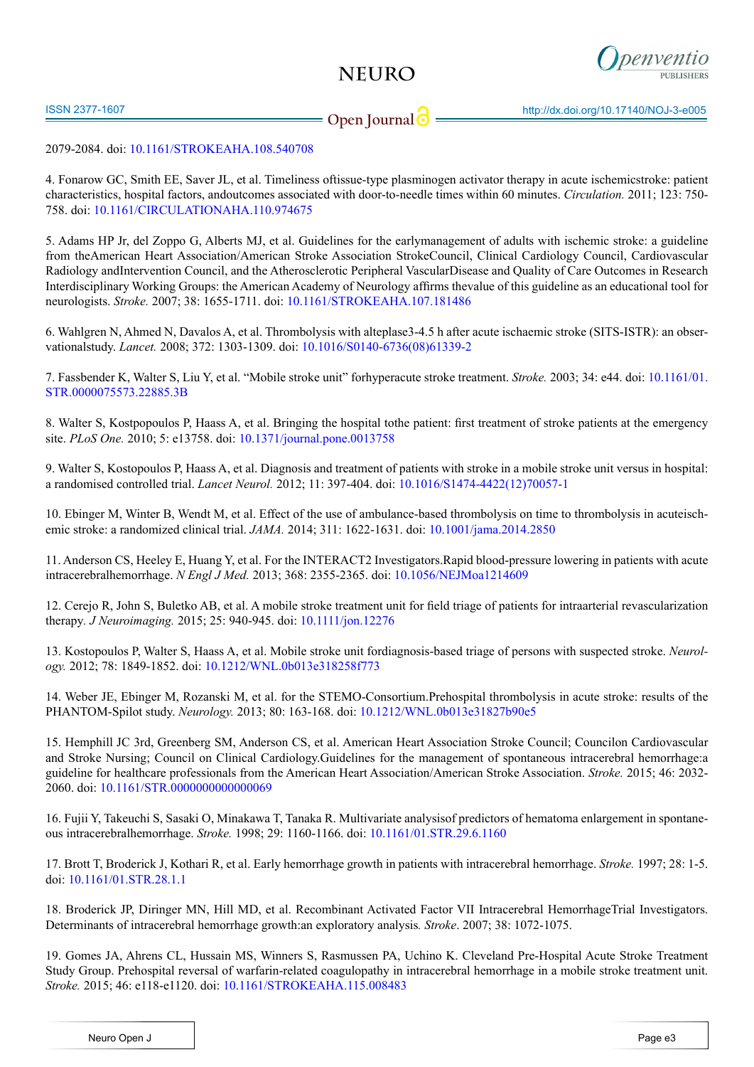2079-2084. doi: 10.1161/STROKEAHA.108.540708

4. Fonarow GC, Smith EE, Saver JL, et al. Timeliness oftissue-type plasminogen activator therapy in acute ischemicstroke: patient characteristics, hospital factors, andoutcomes associated with door-to-needle times within 60 minutes. *Circulation.* 2011; 123: 750-758. doi: 10.1161/CIRCULATIONAHA.110.974675

5. Adams HP Jr, del Zoppo G, Alberts MJ, et al. Guidelines for the earlymanagement of adults with ischemic stroke: a guideline from theAmerican Heart Association/American Stroke Association StrokeCouncil, Clinical Cardiology Council, Cardiovascular Radiology andIntervention Council, and the Atherosclerotic Peripheral VascularDisease and Quality of Care Outcomes in Research Interdisciplinary Working Groups: the American Academy of Neurology affirms thevalue of this guideline as an educational tool for neurologists. *Stroke.* 2007; 38: 1655-1711. doi: 10.1161/STROKEAHA.107.181486

6. Wahlgren N, Ahmed N, Davalos A, et al. Thrombolysis with alteplase3-4.5 h after acute ischaemic stroke (SITS-ISTR): an observationalstudy. *Lancet.* 2008; 372: 1303-1309. doi: 10.1016/S0140-6736(08)61339-2

7. Fassbender K, Walter S, Liu Y, et al. “Mobile stroke unit” forhyperacute stroke treatment. *Stroke.* 2003; 34: e44. doi: 10.1161/01.STR.0000075573.22885.3B

8. Walter S, Kostpopoulos P, Haass A, et al. Bringing the hospital tothe patient: first treatment of stroke patients at the emergency site. *PLoS One.* 2010; 5: e13758. doi: 10.1371/journal.pone.0013758

9. Walter S, Kostopoulos P, Haass A, et al. Diagnosis and treatment of patients with stroke in a mobile stroke unit versus in hospital: a randomised controlled trial. *Lancet Neurol.* 2012; 11: 397-404. doi: 10.1016/S1474-4422(12)70057-1

10. Ebinger M, Winter B, Wendt M, et al. Effect of the use of ambulance-based thrombolysis on time to thrombolysis in acuteischemic stroke: a randomized clinical trial. *JAMA.* 2014; 311: 1622-1631. doi: 10.1001/jama.2014.2850

11. Anderson CS, Heeley E, Huang Y, et al. For the INTERACT2 Investigators.Rapid blood-pressure lowering in patients with acute intracerebralhemorrhage. *N Engl J Med.* 2013; 368: 2355-2365. doi: 10.1056/NEJMoa1214609

12. Cerejo R, John S, Buletko AB, et al. A mobile stroke treatment unit for field triage of patients for intraarterial revascularization therapy. *J Neuroimaging.* 2015; 25: 940-945. doi: 10.1111/jon.12276

13. Kostopoulos P, Walter S, Haass A, et al. Mobile stroke unit fordiagnosis-based triage of persons with suspected stroke. *Neurology.* 2012; 78: 1849-1852. doi: 10.1212/WNL.0b013e318258f773

14. Weber JE, Ebinger M, Rozanski M, et al. for the STEMO-Consortium.Prehospital thrombolysis in acute stroke: results of the PHANTOM-Spilot study. *Neurology.* 2013; 80: 163-168. doi: 10.1212/WNL.0b013e31827b90e5

15. Hemphill JC 3rd, Greenberg SM, Anderson CS, et al. American Heart Association Stroke Council; Councilon Cardiovascular and Stroke Nursing; Council on Clinical Cardiology.Guidelines for the management of spontaneous intracerebral hemorrhage:a guideline for healthcare professionals from the American Heart Association/American Stroke Association. *Stroke.* 2015; 46: 2032-2060. doi: 10.1161/STR.0000000000000069

16. Fujii Y, Takeuchi S, Sasaki O, Minakawa T, Tanaka R. Multivariate analysisof predictors of hematoma enlargement in spontaneous intracerebralhemorrhage. *Stroke.* 1998; 29: 1160-1166. doi: 10.1161/01.STR.29.6.1160

17. Brott T, Broderick J, Kothari R, et al. Early hemorrhage growth in patients with intracerebral hemorrhage. *Stroke.* 1997; 28: 1-5. doi: 10.1161/01.STR.28.1.1

18. Broderick JP, Diringer MN, Hill MD, et al. Recombinant Activated Factor VII Intracerebral HemorrhageTrial Investigators. Determinants of intracerebral hemorrhage growth:an exploratory analysis. *Stroke*. 2007; 38: 1072-1075.

19. Gomes JA, Ahrens CL, Hussain MS, Winners S, Rasmussen PA, Uchino K. Cleveland Pre-Hospital Acute Stroke Treatment Study Group. Prehospital reversal of warfarin-related coagulopathy in intracerebral hemorrhage in a mobile stroke treatment unit. *Stroke.* 2015; 46: e118-e1120. doi: 10.1161/STROKEAHA.115.008483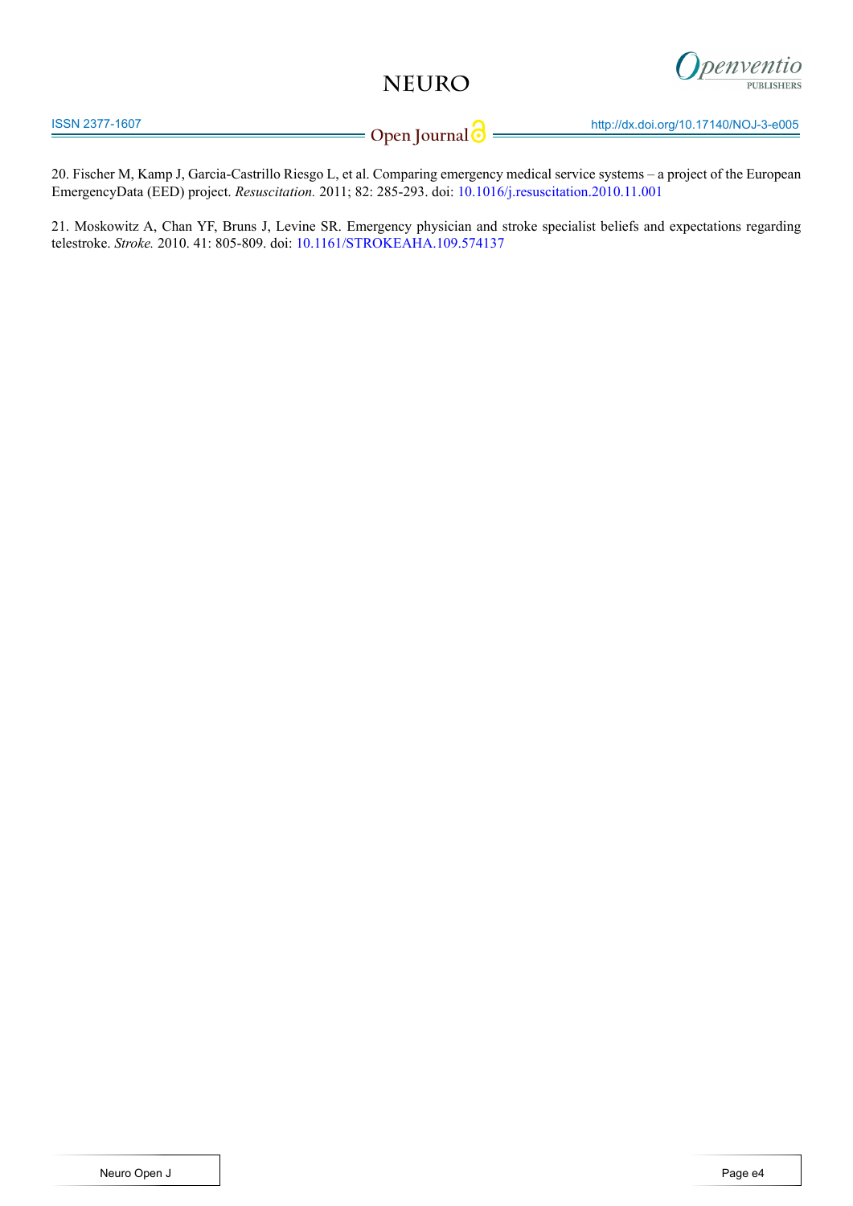20. Fischer M, Kamp J, Garcia-Castrillo Riesgo L, et al. Comparing emergency medical service systems – a project of the European EmergencyData (EED) project. *Resuscitation.* 2011; 82: 285-293. doi: 10.1016/j.resuscitation.2010.11.001

21. Moskowitz A, Chan YF, Bruns J, Levine SR. Emergency physician and stroke specialist beliefs and expectations regarding telestroke. *Stroke.* 2010. 41: 805-809. doi: 10.1161/STROKEAHA.109.574137